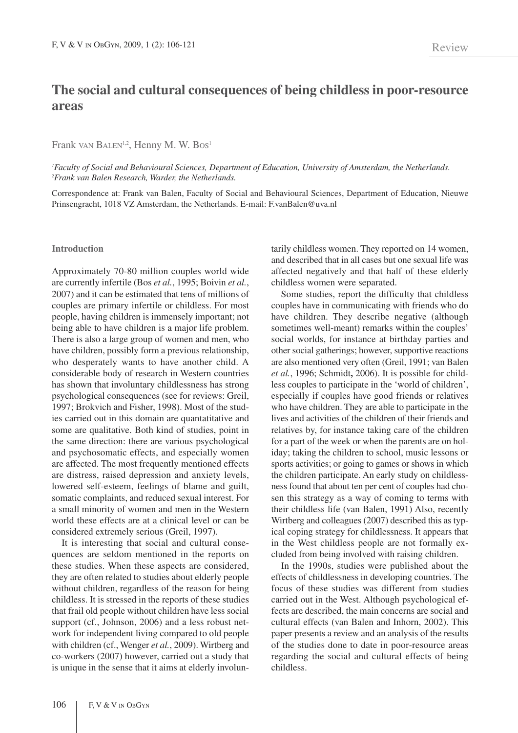Review

# The social and cultural consequences of being childless in poor-resource areas

Frank VAN BALEN[1,2], Henny M. W. BOS[1]

[1]*Faculty of Social and Behavioural Sciences, Department of Education, University of Amsterdam, the Netherlands.*
[2]*Frank van Balen Research, Warder, the Netherlands.*

Correspondence at: Frank van Balen, Faculty of Social and Behavioural Sciences, Department of Education, Nieuwe Prinsengracht, 1018 VZ Amsterdam, the Netherlands. E-mail: F.vanBalen@uva.nl

## Introduction

Approximately 70-80 million couples world wide are currently infertile (Bos *et al.*, 1995; Boivin *et al.*, 2007) and it can be estimated that tens of millions of couples are primary infertile or childless. For most people, having children is immensely important; not being able to have children is a major life problem. There is also a large group of women and men, who have children, possibly form a previous relationship, who desperately wants to have another child. A considerable body of research in Western countries has shown that involuntary childlessness has strong psychological consequences (see for reviews: Greil, 1997; Brokvich and Fisher, 1998). Most of the studies carried out in this domain are quantatitative and some are qualitative. Both kind of studies, point in the same direction: there are various psychological and psychosomatic effects, and especially women are affected. The most frequently mentioned effects are distress, raised depression and anxiety levels, lowered self-esteem, feelings of blame and guilt, somatic complaints, and reduced sexual interest. For a small minority of women and men in the Western world these effects are at a clinical level or can be considered extremely serious (Greil, 1997).

It is interesting that social and cultural consequences are seldom mentioned in the reports on these studies. When these aspects are considered, they are often related to studies about elderly people without children, regardless of the reason for being childless. It is stressed in the reports of these studies that frail old people without children have less social support (cf., Johnson, 2006) and a less robust network for independent living compared to old people with children (cf., Wenger *et al.*, 2009). Wirtberg and co-workers (2007) however, carried out a study that is unique in the sense that it aims at elderly involuntarily childless women. They reported on 14 women, and described that in all cases but one sexual life was affected negatively and that half of these elderly childless women were separated.

Some studies, report the difficulty that childless couples have in communicating with friends who do have children. They describe negative (although sometimes well-meant) remarks within the couples' social worlds, for instance at birthday parties and other social gatherings; however, supportive reactions are also mentioned very often (Greil, 1991; van Balen *et al.*, 1996; Schmidt**,** 2006). It is possible for childless couples to participate in the 'world of children', especially if couples have good friends or relatives who have children. They are able to participate in the lives and activities of the children of their friends and relatives by, for instance taking care of the children for a part of the week or when the parents are on holiday; taking the children to school, music lessons or sports activities; or going to games or shows in which the children participate. An early study on childlessness found that about ten per cent of couples had chosen this strategy as a way of coming to terms with their childless life (van Balen, 1991) Also, recently Wirtberg and colleagues (2007) described this as typical coping strategy for childlessness. It appears that in the West childless people are not formally excluded from being involved with raising children.

In the 1990s, studies were published about the effects of childlessness in developing countries. The focus of these studies was different from studies carried out in the West. Although psychological effects are described, the main concerns are social and cultural effects (van Balen and Inhorn, 2002). This paper presents a review and an analysis of the results of the studies done to date in poor-resource areas regarding the social and cultural effects of being childless.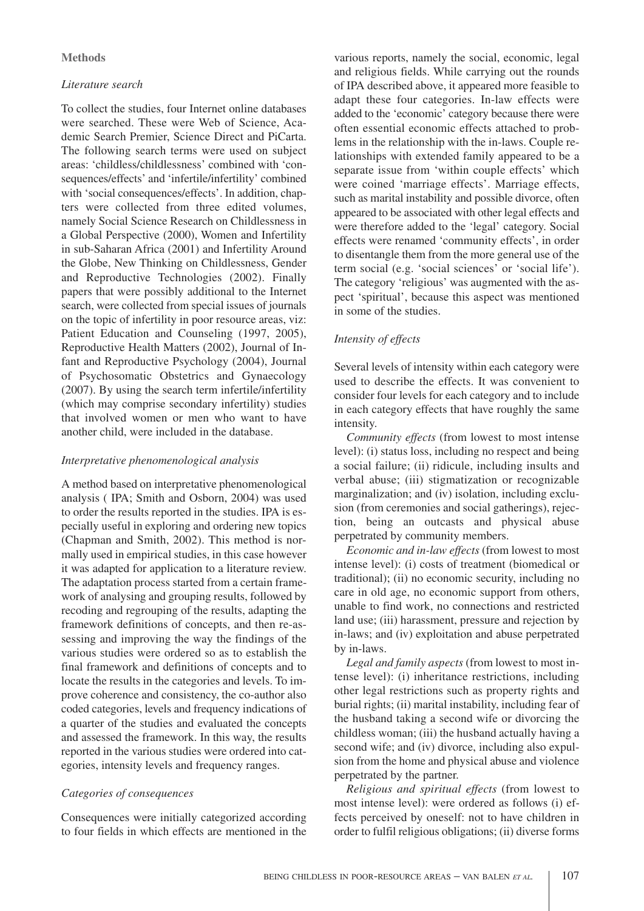## Methods

### *Literature search*

To collect the studies, four Internet online databases were searched. These were Web of Science, Academic Search Premier, Science Direct and PiCarta. The following search terms were used on subject areas: 'childless/childlessness' combined with 'consequences/effects' and 'infertile/infertility' combined with 'social consequences/effects'. In addition, chapters were collected from three edited volumes, namely Social Science Research on Childlessness in a Global Perspective (2000), Women and Infertility in sub-Saharan Africa (2001) and Infertility Around the Globe, New Thinking on Childlessness, Gender and Reproductive Technologies (2002). Finally papers that were possibly additional to the Internet search, were collected from special issues of journals on the topic of infertility in poor resource areas, viz: Patient Education and Counseling (1997, 2005), Reproductive Health Matters (2002), Journal of Infant and Reproductive Psychology (2004), Journal of Psychosomatic Obstetrics and Gynaecology (2007). By using the search term infertile/infertility (which may comprise secondary infertility) studies that involved women or men who want to have another child, were included in the database.

### *Interpretative phenomenological analysis*

A method based on interpretative phenomenological analysis ( IPA; Smith and Osborn, 2004) was used to order the results reported in the studies. IPA is especially useful in exploring and ordering new topics (Chapman and Smith, 2002). This method is normally used in empirical studies, in this case however it was adapted for application to a literature review. The adaptation process started from a certain framework of analysing and grouping results, followed by recoding and regrouping of the results, adapting the framework definitions of concepts, and then re-assessing and improving the way the findings of the various studies were ordered so as to establish the final framework and definitions of concepts and to locate the results in the categories and levels. To improve coherence and consistency, the co-author also coded categories, levels and frequency indications of a quarter of the studies and evaluated the concepts and assessed the framework. In this way, the results reported in the various studies were ordered into categories, intensity levels and frequency ranges.

### *Categories of consequences*

Consequences were initially categorized according to four fields in which effects are mentioned in the various reports, namely the social, economic, legal and religious fields. While carrying out the rounds of IPA described above, it appeared more feasible to adapt these four categories. In-law effects were added to the 'economic' category because there were often essential economic effects attached to problems in the relationship with the in-laws. Couple relationships with extended family appeared to be a separate issue from 'within couple effects' which were coined 'marriage effects'. Marriage effects, such as marital instability and possible divorce, often appeared to be associated with other legal effects and were therefore added to the 'legal' category. Social effects were renamed 'community effects', in order to disentangle them from the more general use of the term social (e.g. 'social sciences' or 'social life'). The category 'religious' was augmented with the aspect 'spiritual', because this aspect was mentioned in some of the studies.

### *Intensity of effects*

Several levels of intensity within each category were used to describe the effects. It was convenient to consider four levels for each category and to include in each category effects that have roughly the same intensity.

*Community effects* (from lowest to most intense level): (i) status loss, including no respect and being a social failure; (ii) ridicule, including insults and verbal abuse; (iii) stigmatization or recognizable marginalization; and (iv) isolation, including exclusion (from ceremonies and social gatherings), rejection, being an outcasts and physical abuse perpetrated by community members.

*Economic and in-law effects* (from lowest to most intense level): (i) costs of treatment (biomedical or traditional); (ii) no economic security, including no care in old age, no economic support from others, unable to find work, no connections and restricted land use; (iii) harassment, pressure and rejection by in-laws; and (iv) exploitation and abuse perpetrated by in-laws.

*Legal and family aspects* (from lowest to most intense level): (i) inheritance restrictions, including other legal restrictions such as property rights and burial rights; (ii) marital instability, including fear of the husband taking a second wife or divorcing the childless woman; (iii) the husband actually having a second wife; and (iv) divorce, including also expulsion from the home and physical abuse and violence perpetrated by the partner.

*Religious and spiritual effects* (from lowest to most intense level): were ordered as follows (i) effects perceived by oneself: not to have children in order to fulfil religious obligations; (ii) diverse forms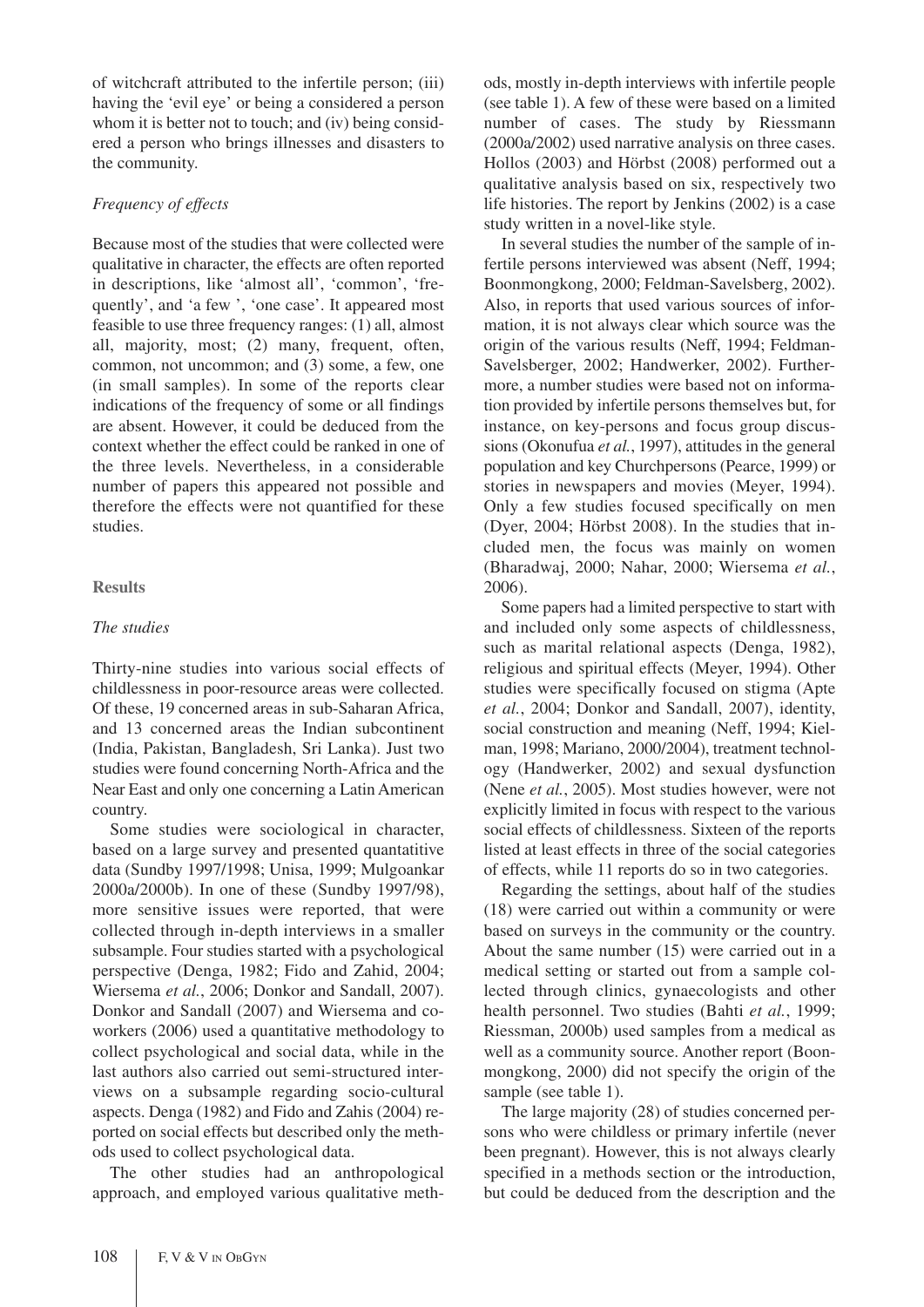of witchcraft attributed to the infertile person; (iii) having the 'evil eye' or being a considered a person whom it is better not to touch; and (iv) being considered a person who brings illnesses and disasters to the community.

### *Frequency of effects*

Because most of the studies that were collected were qualitative in character, the effects are often reported in descriptions, like 'almost all', 'common', 'frequently', and 'a few ', 'one case'. It appeared most feasible to use three frequency ranges: (1) all, almost all, majority, most; (2) many, frequent, often, common, not uncommon; and (3) some, a few, one (in small samples). In some of the reports clear indications of the frequency of some or all findings are absent. However, it could be deduced from the context whether the effect could be ranked in one of the three levels. Nevertheless, in a considerable number of papers this appeared not possible and therefore the effects were not quantified for these studies.

## Results

### *The studies*

Thirty-nine studies into various social effects of childlessness in poor-resource areas were collected. Of these, 19 concerned areas in sub-Saharan Africa, and 13 concerned areas the Indian subcontinent (India, Pakistan, Bangladesh, Sri Lanka). Just two studies were found concerning North-Africa and the Near East and only one concerning a Latin American country.

Some studies were sociological in character, based on a large survey and presented quantatitive data (Sundby 1997/1998; Unisa, 1999; Mulgoankar 2000a/2000b). In one of these (Sundby 1997/98), more sensitive issues were reported, that were collected through in-depth interviews in a smaller subsample. Four studies started with a psychological perspective (Denga, 1982; Fido and Zahid, 2004; Wiersema *et al.*, 2006; Donkor and Sandall, 2007). Donkor and Sandall (2007) and Wiersema and coworkers (2006) used a quantitative methodology to collect psychological and social data, while in the last authors also carried out semi-structured interviews on a subsample regarding socio-cultural aspects. Denga (1982) and Fido and Zahis (2004) reported on social effects but described only the methods used to collect psychological data.

The other studies had an anthropological approach, and employed various qualitative methods, mostly in-depth interviews with infertile people (see table 1). A few of these were based on a limited number of cases. The study by Riessmann (2000a/2002) used narrative analysis on three cases. Hollos (2003) and Hörbst (2008) performed out a qualitative analysis based on six, respectively two life histories. The report by Jenkins (2002) is a case study written in a novel-like style.

In several studies the number of the sample of infertile persons interviewed was absent (Neff, 1994; Boonmongkong, 2000; Feldman-Savelsberg, 2002). Also, in reports that used various sources of information, it is not always clear which source was the origin of the various results (Neff, 1994; Feldman-Savelsberger, 2002; Handwerker, 2002). Furthermore, a number studies were based not on information provided by infertile persons themselves but, for instance, on key-persons and focus group discussions (Okonufua *et al.*, 1997), attitudes in the general population and key Churchpersons (Pearce, 1999) or stories in newspapers and movies (Meyer, 1994). Only a few studies focused specifically on men (Dyer, 2004; Hörbst 2008). In the studies that included men, the focus was mainly on women (Bharadwaj, 2000; Nahar, 2000; Wiersema *et al.*, 2006).

Some papers had a limited perspective to start with and included only some aspects of childlessness, such as marital relational aspects (Denga, 1982), religious and spiritual effects (Meyer, 1994). Other studies were specifically focused on stigma (Apte *et al.*, 2004; Donkor and Sandall, 2007), identity, social construction and meaning (Neff, 1994; Kielman, 1998; Mariano, 2000/2004), treatment technology (Handwerker, 2002) and sexual dysfunction (Nene *et al.*, 2005). Most studies however, were not explicitly limited in focus with respect to the various social effects of childlessness. Sixteen of the reports listed at least effects in three of the social categories of effects, while 11 reports do so in two categories.

Regarding the settings, about half of the studies (18) were carried out within a community or were based on surveys in the community or the country. About the same number (15) were carried out in a medical setting or started out from a sample collected through clinics, gynaecologists and other health personnel. Two studies (Bahti *et al.*, 1999; Riessman, 2000b) used samples from a medical as well as a community source. Another report (Boonmongkong, 2000) did not specify the origin of the sample (see table 1).

The large majority (28) of studies concerned persons who were childless or primary infertile (never been pregnant). However, this is not always clearly specified in a methods section or the introduction, but could be deduced from the description and the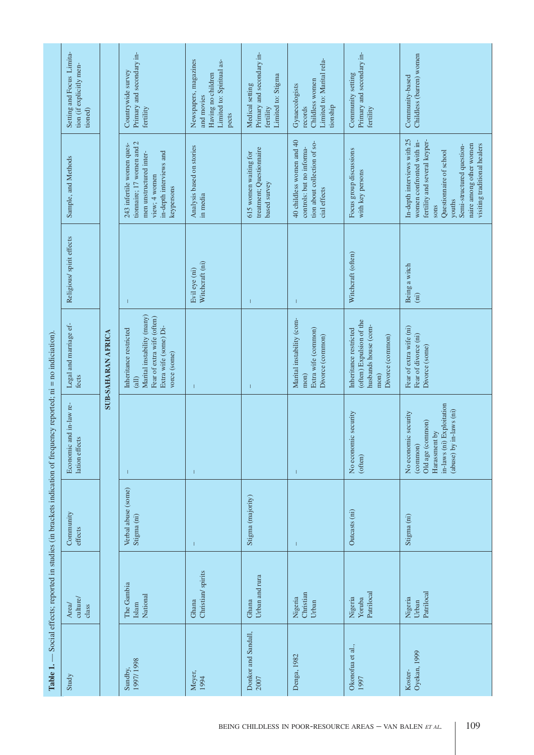**Table 1.** — Social effects; reported in studies (in brackets indication of frequency reported; ni = no indiciation).

| Study | Area/ culture/ class | Community effects | Economic and in-law relation effects | Legal and marriage effects | Religious/ spirit effects | Sample, and Methods | Setting and Focus Limitation (if explicitly mentioned) |
|---|---|---|---|---|---|---|---|
| **SUB-SAHARAN AFRICA** | | | | | | | |
| Sundby, 1997/1998 | The Gambia Islam National | Verbal abuse (some) Stigma (ni) | – | Inheritance restricted (all) Marital instability (many) Fear of extra wife (often) Extra wife (some) Divorce (some) | – | 243 infertile women questionnaire; 17 women and 2 men unstructured interview; 4 women in-depth interviews and keypersons | Countrywide survey Primary and secondary infertility |
| Meyer, 1994 | Ghana Christian/ spirits | – | – | – | Evil eye (ni) Witchcraft (ni) | Analysis based on stories in media | Newspapers, magazines and movies Having no children Limited to: Spiritual aspects |
| Donkor and Sandall, 2007 | Ghana Urban and rura | Stigma (majority) | | – | – | 615 women waiting for treatment; Questionnaire based survey | Medical setting Primary and secondary infertility Limited to: Stigma |
| Denga, 1982 | Nigeria Christian Urban | – | – | Marital instability (common) Extra wife (common) Divorce (common) | – | 40 childless women and 40 controls: but no information about collection of social effects | Gynaecologists records Childless women Limited to: Marital relationship |
| Okonofua et al., 1997 | Nigeria Yoruba Patrilocal | Outcasts (ni) | No economic security (often) | Inheritance restricted (often) Expulsion of the husbands house (common) Divorce (common) | Witchcraft (often) | Focus group discussions with key persons | Community setting Primary and secondary infertility |
| Koster-Oyekan, 1999 | Nigeria Urban Patrilocal | Stigma (ni) | No economic security (common) Old age (common) Harassment by in-laws (ni) Exploitation (abuse) by in-laws (ni) | Fear of extra wife (ni) Fear of divorce (ni) Divorce (some) | Being a witch (ni) | In-depth interviews with 25 women confronted with infertility and several keypersons Questionnaire of school youths Semi-structured questionnaire among other women visiting traditional healers | Community-based Childless (barren) women |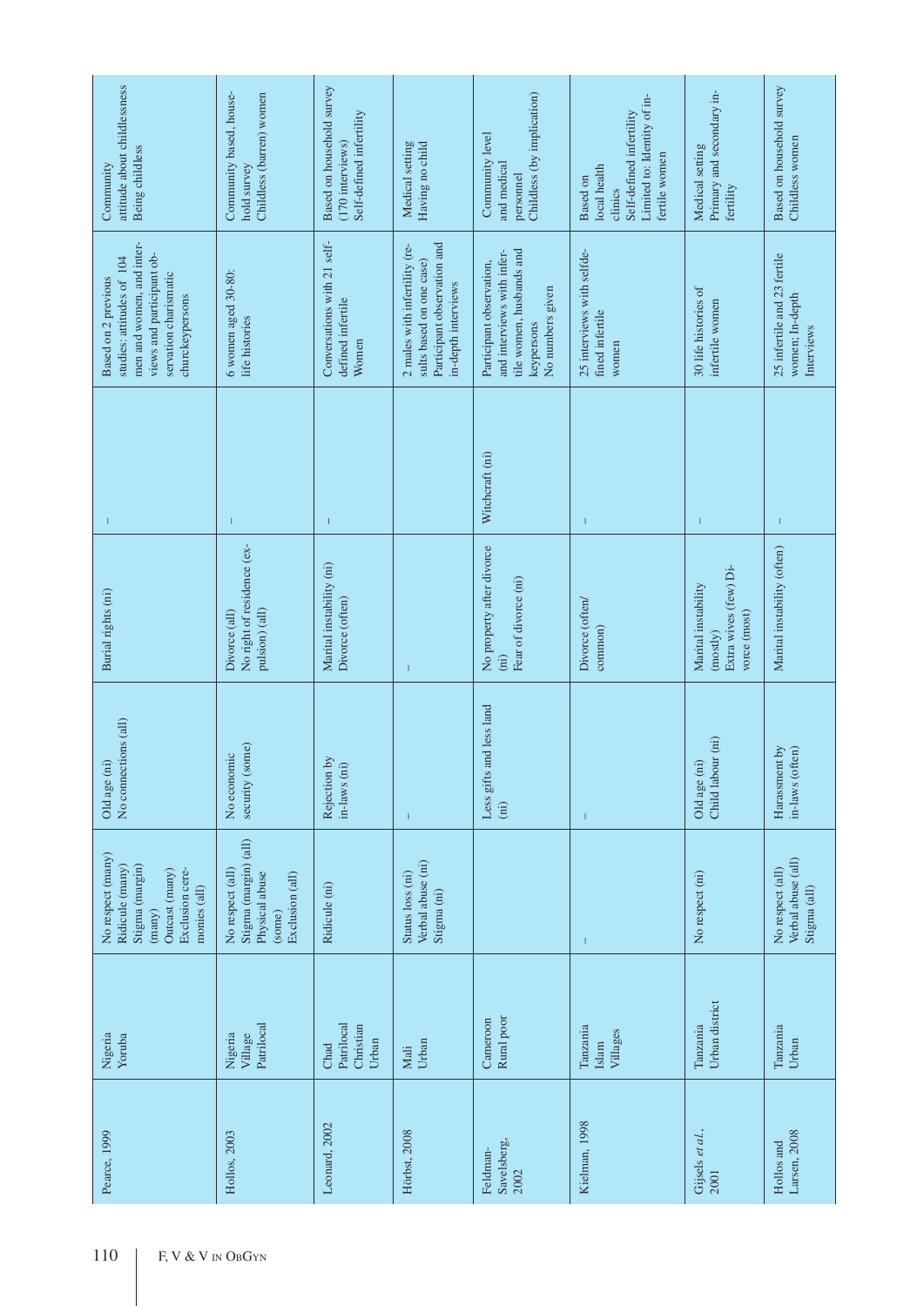| | | | | | | | |
|---|---|---|---|---|---|---|---|
| Pearce, 1999 | Nigeria<br>Yoruba | No respect (many)<br>Ridicule (many)<br>Stigma (margin) (many)<br>Outcast (many)<br>Exclusion ceremonies (all) | Old age (ni)<br>No connections (all) | Burial rights (ni) | – | Based on 2 previous studies: attitudes of 104 men and women, and interviews and participant observation charismatic churchkeypersons | Community attitude about childlessness<br>Being childless |
| Hollos, 2003 | Nigeria<br>Village<br>Patrilocal | No respect (all)<br>Stigma (margin) (all)<br>Physical abuse (some)<br>Exclusion (all) | No economic security (some) | Divorce (all)<br>No right of residence (expulsion) (all) | – | 6 women aged 30-80: life histories | Community based, household survey<br>Childless (barren) women |
| Leonard, 2002 | Chad<br>Patrilocal<br>Christian<br>Urban | Ridicule (ni) | Rejection by in-laws (ni) | Marital instability (ni)<br>Divorce (often) | – | Conversations with 21 self-defined infertile Women | Based on household survey (170 interviews)<br>Self-defined infertility |
| Horbst, 2008 | Mali<br>Urban | Status loss (ni)<br>Verbal abuse (ni)<br>Stigma (ni) | – | – | | 2 males with infertility (results based on one case)<br>Participant observation and in-depth interviews | Medical setting<br>Having no child |
| Feldman-Savelsberg, 2002 | Cameroon<br>Rural poor | | Less gifts and less land (ni) | No property after divorce (ni)<br>Fear of divorce (ni) | Witchcraft (ni) | Participant observation, and interviews with infertile women, husbands and keypersons<br>No numbers given | Community level and medical personnel<br>Childless (by implication) |
| Kielman, 1998 | Tanzania<br>Islam<br>Villages | – | – | Divorce (often/common) | – | 25 interviews with selfdefined infertile women | Based on local health clinics<br>Self-defined infertility<br>Limited to: Identity of infertile women |
| Gijsels *et al.*, 2001 | Tanzania<br>Urban district | No respect (ni) | Old age (ni)<br>Child labour (ni) | Marital instability (mostly)<br>Extra wives (few) Divorce (most) | – | 30 life histories of infertile women | Medical setting<br>Primary and secondary infertility |
| Hollos and Larsen, 2008 | Tanzania<br>Urban | No respect (all)<br>Verbal abuse (all)<br>Stigma (all) | Harassment by in-laws (often) | Marital instability (often) | – | 25 infertile and 23 fertile women; In-depth Interviews | Based on household survey<br>Childless women |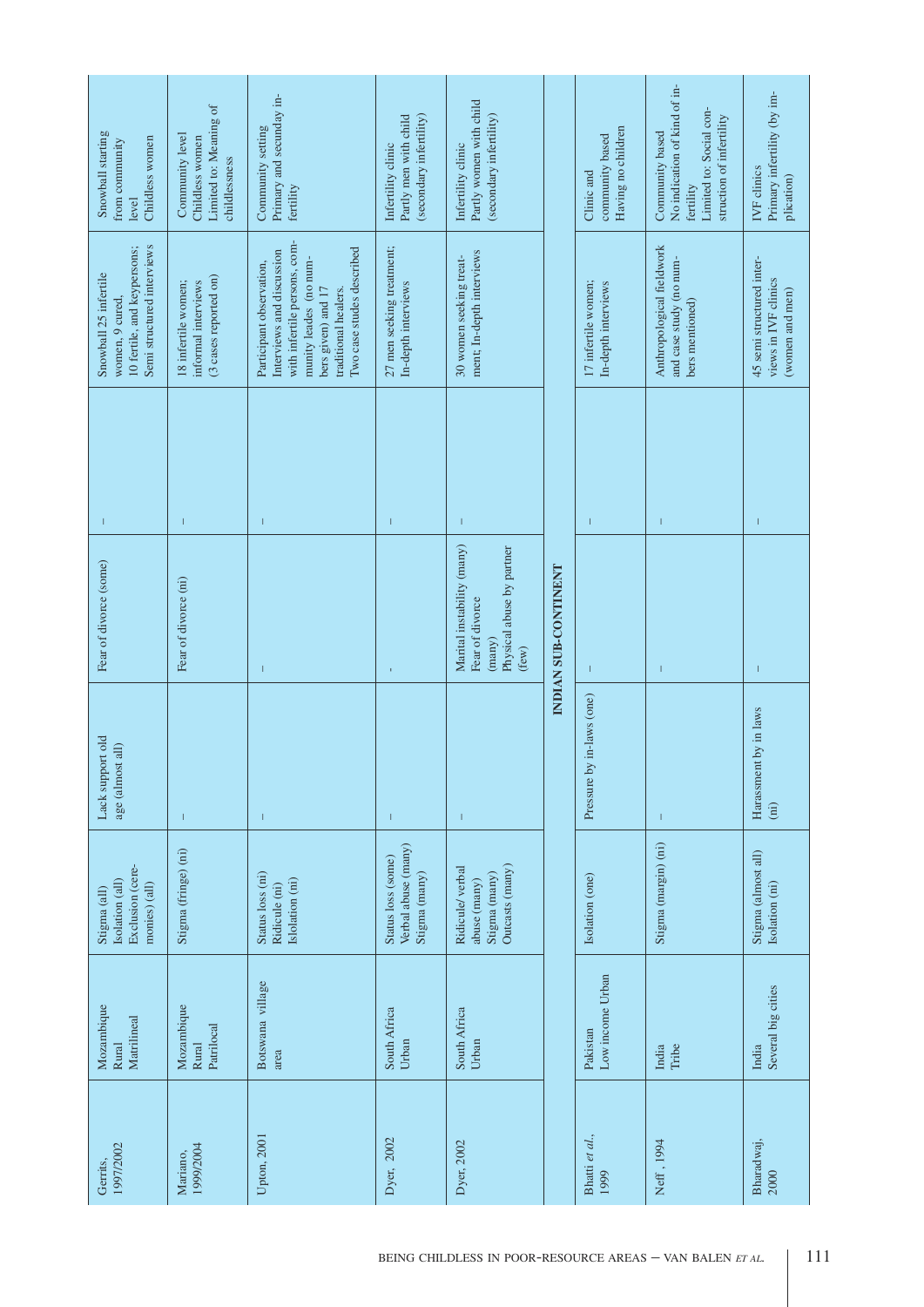| | | | | | | | |
|---|---|---|---|---|---|---|---|
| Gerrits, 1997/2002 | Mozambique Rural Matrilineal | Stigma (all) Isolation (all) Exclusion (ceremonies) (all) | Lack support old age (almost all) | Fear of divorce (some) | – | Snowball 25 infertile women, 9 cured, 10 fertile, and keypersons; Semi structured interviews | Snowball starting from community level Childless women |
| Mariano, 1999/2004 | Mozambique Rural Patrilocal | Stigma (fringe) (ni) | – | Fear of divorce (ni) | – | 18 infertile women; informal interviews (3 cases reported on) | Community level Childless women Limited to: Meaning of childlessness |
| Upton, 2001 | Botswana village area | Status loss (ni) Ridicule (ni) Islolation (ni) | – | – | – | Participant observation, Interviews and discussion with infertile persons, community leades (no numbers given) and 17 traditional healers. Two case studies described | Community setting Primary and secunday infertility |
| Dyer, 2002 | South Africa Urban | Status loss (some) Verbal abuse (many) Stigma (many) | – | - | – | 27 men seeking treatment; In-depth interviews | Infertility clinic Partly men with child (secondary infertility) |
| Dyer, 2002 | South Africa Urban | Ridicule/verbal abuse (many) Stigma (many) Outcasts (many) | – | Marital instability (many) Fear of divorce (many) Physical abuse by partner (few) | – | 30 women seeking treatment; In-depth interviews | Infertility clinic Partly women with child (secondary infertility) |
| **INDIAN SUB-CONTINENT** | | | | | | | |
| Bhatti *et al.*, 1999 | Pakistan Low income Urban | Isolation (one) | Pressure by in-laws (one) | – | – | 17 infertile women; In-depth interviews | Clinic and community based Having no children |
| Neff , 1994 | India Tribe | Stigma (margin) (ni) | – | – | – | Anthropological fieldwork and case study (no numbers mentioned) | Community based No indication of kind of infertility Limited to; Social construction of infertility |
| Bharadwaj, 2000 | India Several big cities | Stigma (almost all) Isolation (ni) | Harassment by in laws (ni) | – | – | 45 semi structured interviews in IVF clinics (women and men) | IVF clinics Primary infertility (by implication) |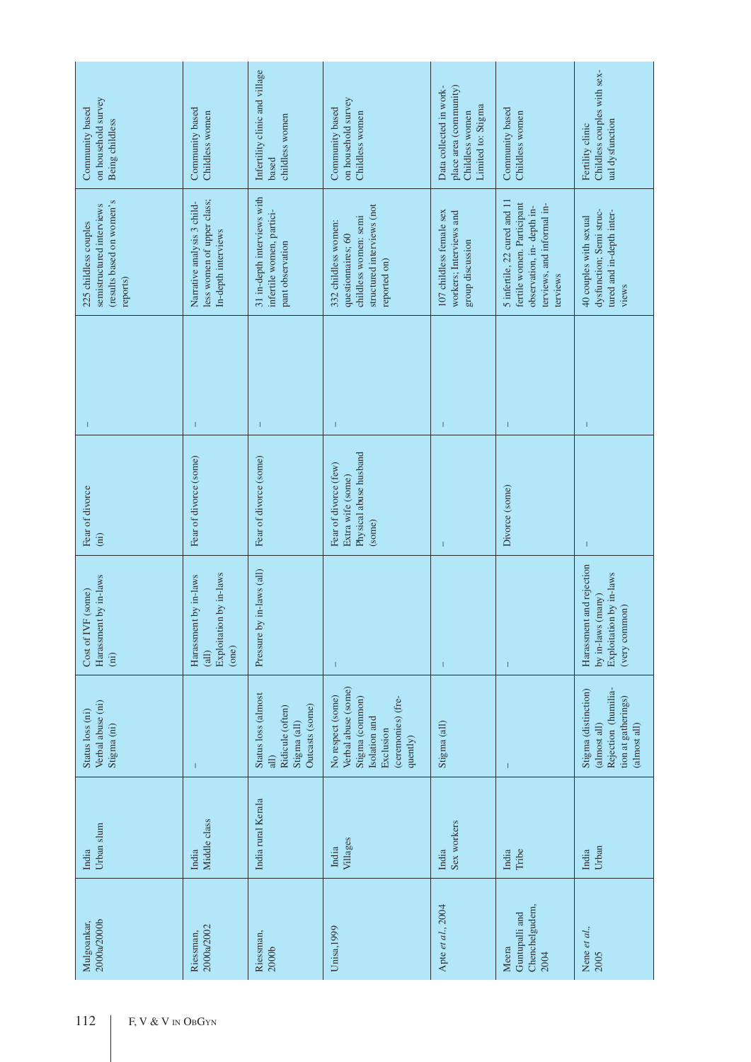| | | | | | | | |
|---|---|---|---|---|---|---|---|
| Mulgoankar, 2000a/2000b | India<br>Urban slum | Status loss (ni)<br>Verbal abuse (ni)<br>Stigma (ni) | Cost of IVF (some)<br>Harassment by in-laws (ni) | Fear of divorce (ni) | – | 225 childless couples semistructured interviews (results based on women's reports) | Community based on household survey<br>Being childless |
| Riessman, 2000a/2002 | India<br>Middle class | – | Harassment by in-laws (all)<br>Exploitation by in-laws (one) | Fear of divorce (some) | – | Narrative analysis 3 childless women of upper class; In-depth interviews | Community based<br>Childless women |
| Riessman, 2000b | India rural Kerala | Status loss (almost all)<br>Ridicule (often)<br>Stigma (all)<br>Outcasts (some) | Pressure by in-laws (all) | Fear of divorce (some) | – | 31 in-depth interviews with infertile women, participant observation | Infertility clinic and village based<br>childless women |
| Unisa, 1999 | India<br>Villages | No respect (some)<br>Verbal abuse (some)<br>Stigma (common)<br>Isolation and Exclusion (ceremonies) (frequently) | – | Fear of divorce (few)<br>Extra wife (some)<br>Physical abuse husband (some) | – | 332 childless women: questionnaires; 60 childless women: semi structured interviews (not reported on) | Community based on household survey<br>Childless women |
| Apte *et al.*, 2004 | India<br>Sex workers | Stigma (all) | – | – | – | 107 childless female sex workers; Interviews and group discussion | Data collected in workplace area (community)<br>Childless women<br>Limited to: Stigma |
| Meera Guntupalli and Chenchelgudem, 2004 | India<br>Tribe | – | – | Divorce (some) | – | 5 infertile, 22 cured and 11 fertile women. Participant observation, in-depth interviews, and informal interviews | Community based<br>Childless women |
| Nene *et al.*, 2005 | India<br>Urban | Stigma (distinction) (almost all)<br>Rejection (humiliation at gatherings) (almost all) | Harassment and rejection by in-laws (many)<br>Exploitation by in-laws (very common) | – | – | 40 couples with sexual dysfunction; Semi structured and in-depth interviews | Fertility clinic<br>Childless couples with sexual dysfunction |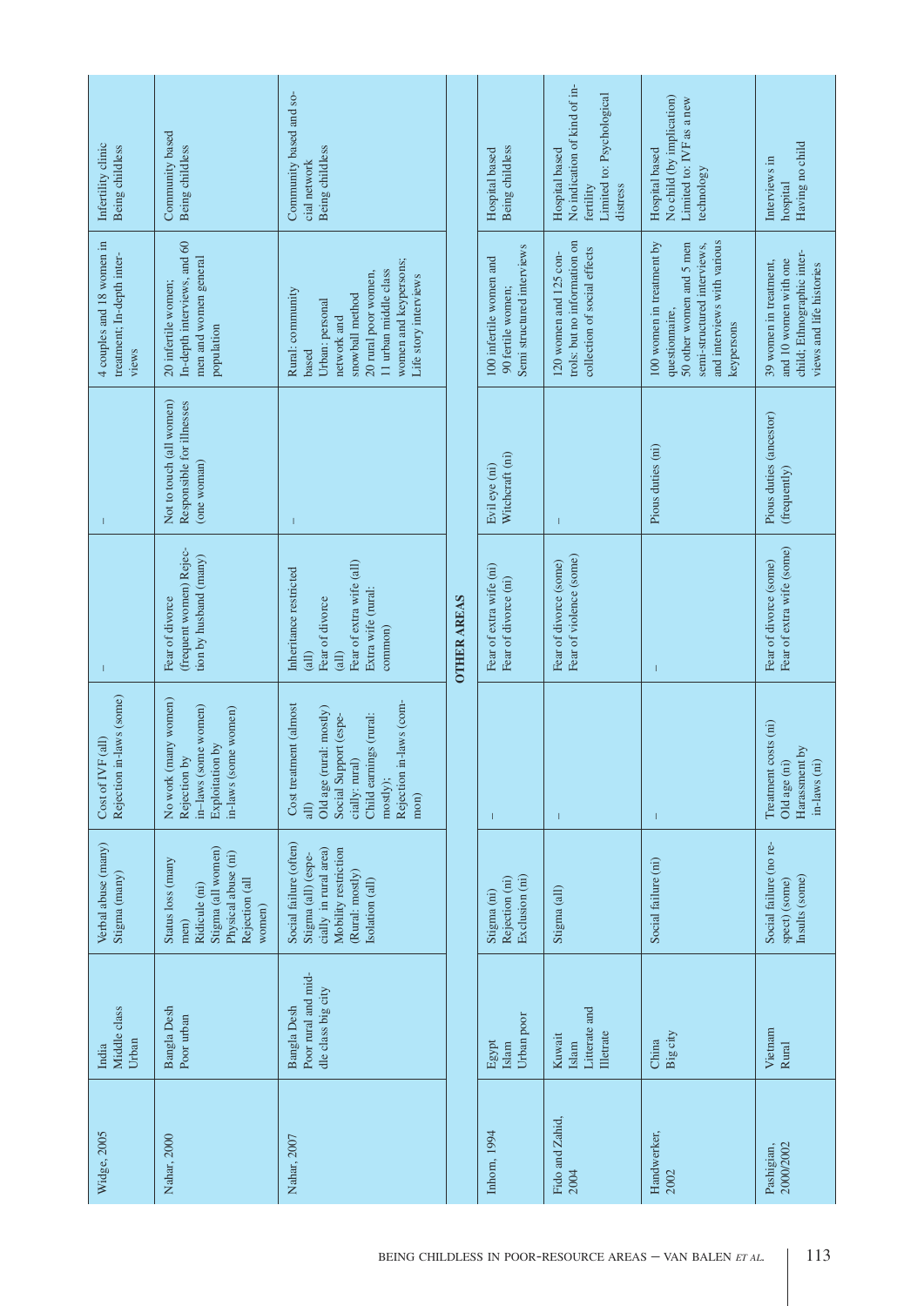| | | | | | | | |
|---|---|---|---|---|---|---|---|
| Widge, 2005 | India<br>Middle class<br>Urban | Verbal abuse (many)<br>Stigma (many) | Cost of IVF (all)<br>Rejection in-laws (some) | – | – | 4 couples and 18 women in treatment; In-depth interviews | Infertility clinic<br>Being childless |
| Nahar, 2000 | Bangla Desh<br>Poor urban | Status loss (many men)<br>Ridicule (ni)<br>Stigma (all women)<br>Physical abuse (ni)<br>Rejection (all women) | No work (many women)<br>Rejection by in–laws (some women)<br>Exploitation by in-laws (some women) | Fear of divorce (frequent women) Rejection by husband (many) | Not to touch (all women)<br>Responsible for illnesses (one woman) | 20 infertile women;<br>In-depth interviews, and 60 men and women general population | Community based<br>Being childless |
| Nahar, 2007 | Bangla Desh<br>Poor rural and middle class big city | Social failure (often)<br>Stigma (all) (especially in rural area)<br>Mobility restriction (Rural: mostly)<br>Isolation (all) | Cost treatment (almost all)<br>Old age (rural: mostly)<br>Social Support (especially: rural)<br>Child earnings (rural: mostly);<br>Rejection in-laws (common) | Inheritance restricted (all)<br>Fear of divorce (all)<br>Fear of extra wife (all)<br>Extra wife (rural: common) | – | Rural: community based<br>Urban: personal network and snowball method<br>20 rural poor women, 11 urban middle class women and keypersons;<br>Life story interviews | Community based and social network<br>Being childless |
| **OTHER AREAS** | | | | | | | |
| Inhorn, 1994 | Egypt<br>Islam<br>Urban poor | Stigma (ni)<br>Rejection (ni)<br>Exclusion (ni) | – | Fear of extra wife (ni)<br>Fear of divorce (ni) | Evil eye (ni)<br>Witchcraft (ni) | 100 infertile women and 90 fertile women;<br>Semi structured interviews | Hospital based<br>Being childless |
| Fido and Zahid, 2004 | Kuwait<br>Islam<br>Litterate and Illetrate | Stigma (all) | – | Fear of divorce (some)<br>Fear of violence (some) | – | 120 women and 125 controls: but no information on collection of social effects | Hospital based<br>No indication of kind of infertility<br>Limited to: Psychological distress |
| Handwerker, 2002 | China<br>Big city | Social failure (ni) | – | – | Pious duties (ni) | 100 women in treatment by questionnaire,<br>50 other women and 5 men semi-structured interviews, and interviews with various keypersons | Hospital based<br>No child (by implication)<br>Limited to: IVF as a new technology |
| Pashigian, 2000/2002 | Vietnam<br>Rural | Social failure (no respect) (some)<br>Insults (some) | Treatment costs (ni)<br>Old age (ni)<br>Harassment by in-laws (ni) | Fear of divorce (some)<br>Fear of extra wife (some) | Pious duties (ancestor) (frequently) | 39 women in treatment, and 10 women with one child; Ethnographic interviews and life histories | Interviews in hospital<br>Having no child |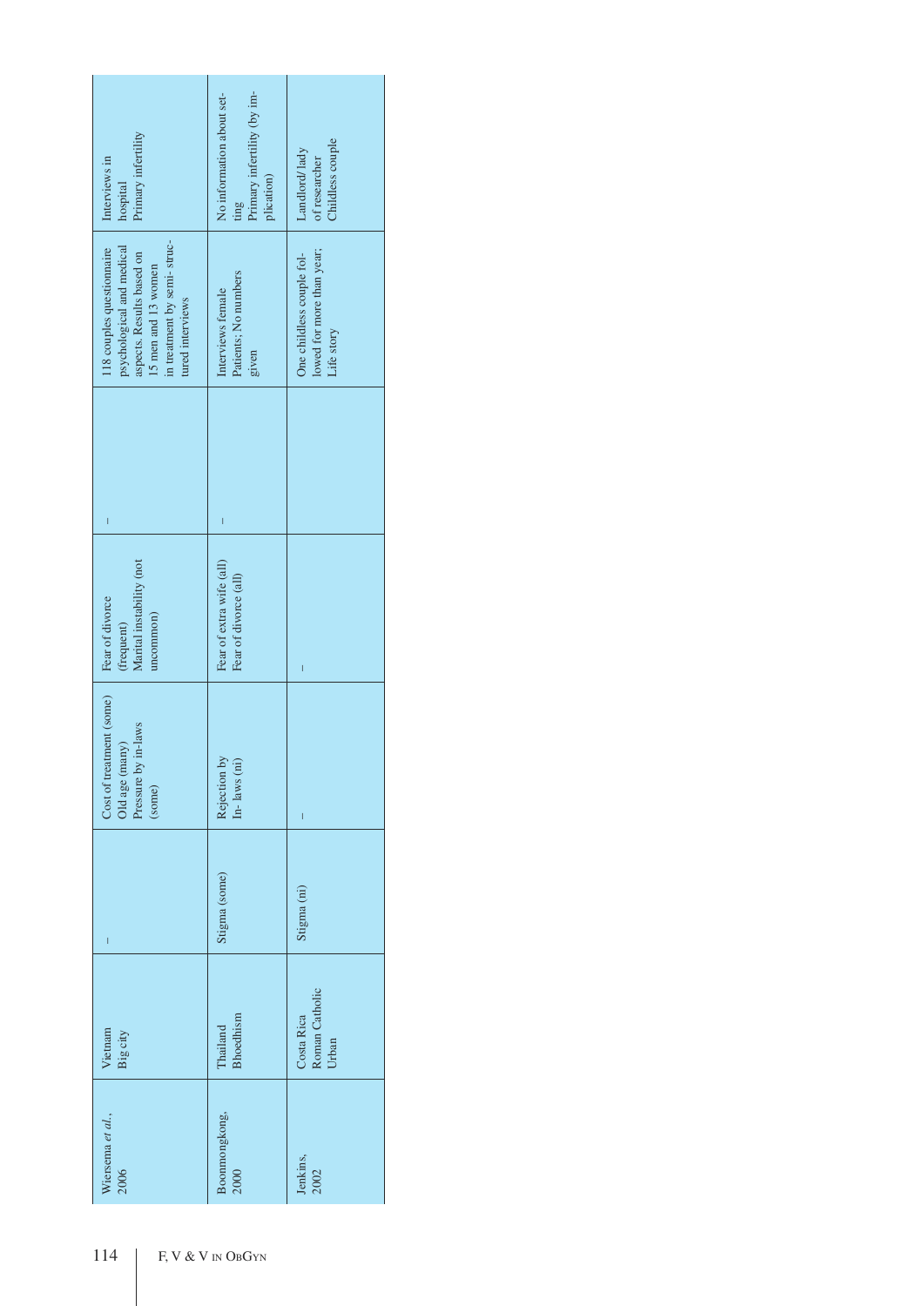| | | | | | | | |
|---|---|---|---|---|---|---|---|
| Wiersema *et al.*, 2006 | Vietnam<br>Big city | – | Cost of treatment (some)<br>Old age (many)<br>Pressure by in-laws (some) | Fear of divorce (frequent)<br>Marital instability (not uncommon) | – | 118 couples questionnaire psychological and medical aspects. Results based on 15 men and 13 women in treatment by semi- structured interviews | Interviews in hospital<br>Primary infertility |
| Boonmongkong, 2000 | Thailand<br>Bhoedhism | Stigma (some) | Rejection by In- laws (ni) | Fear of extra wife (all)<br>Fear of divorce (all) | – | Interviews female Patients; No numbers given | No information about setting<br>Primary infertility (by implication) |
| Jenkins, 2002 | Costa Rica<br>Roman Catholic<br>Urban | Stigma (ni) | – | – | | One childless couple followed for more than year; Life story | Landlord/ lady of researcher<br>Childless couple |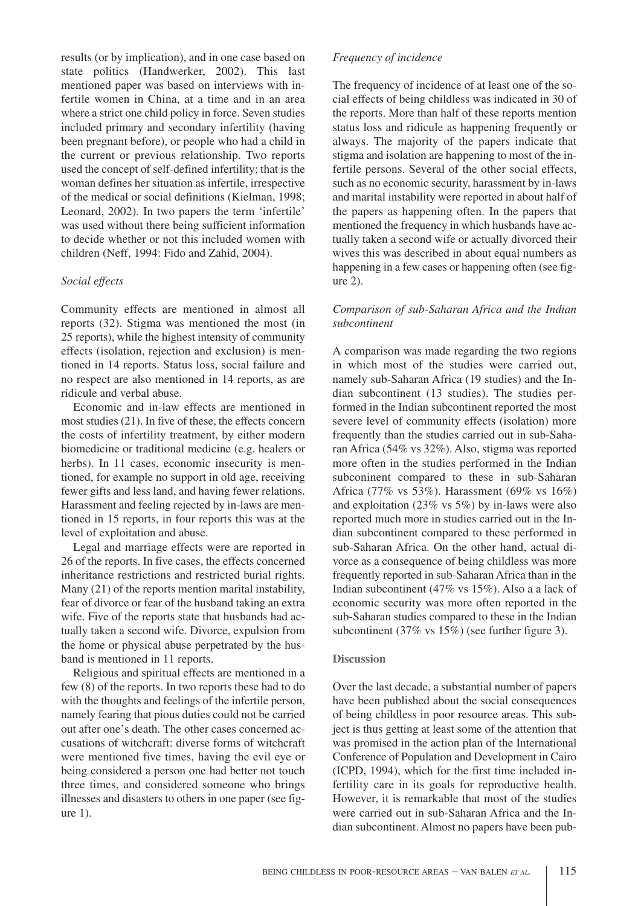results (or by implication), and in one case based on state politics (Handwerker, 2002). This last mentioned paper was based on interviews with infertile women in China, at a time and in an area where a strict one child policy in force. Seven studies included primary and secondary infertility (having been pregnant before), or people who had a child in the current or previous relationship. Two reports used the concept of self-defined infertility; that is the woman defines her situation as infertile, irrespective of the medical or social definitions (Kielman, 1998; Leonard, 2002). In two papers the term 'infertile' was used without there being sufficient information to decide whether or not this included women with children (Neff, 1994: Fido and Zahid, 2004).

*Social effects*

Community effects are mentioned in almost all reports (32). Stigma was mentioned the most (in 25 reports), while the highest intensity of community effects (isolation, rejection and exclusion) is mentioned in 14 reports. Status loss, social failure and no respect are also mentioned in 14 reports, as are ridicule and verbal abuse.

Economic and in-law effects are mentioned in most studies (21). In five of these, the effects concern the costs of infertility treatment, by either modern biomedicine or traditional medicine (e.g. healers or herbs). In 11 cases, economic insecurity is mentioned, for example no support in old age, receiving fewer gifts and less land, and having fewer relations. Harassment and feeling rejected by in-laws are mentioned in 15 reports, in four reports this was at the level of exploitation and abuse.

Legal and marriage effects were are reported in 26 of the reports. In five cases, the effects concerned inheritance restrictions and restricted burial rights. Many (21) of the reports mention marital instability, fear of divorce or fear of the husband taking an extra wife. Five of the reports state that husbands had actually taken a second wife. Divorce, expulsion from the home or physical abuse perpetrated by the husband is mentioned in 11 reports.

Religious and spiritual effects are mentioned in a few (8) of the reports. In two reports these had to do with the thoughts and feelings of the infertile person, namely fearing that pious duties could not be carried out after one's death. The other cases concerned accusations of witchcraft: diverse forms of witchcraft were mentioned five times, having the evil eye or being considered a person one had better not touch three times, and considered someone who brings illnesses and disasters to others in one paper (see figure 1).

*Frequency of incidence*

The frequency of incidence of at least one of the social effects of being childless was indicated in 30 of the reports. More than half of these reports mention status loss and ridicule as happening frequently or always. The majority of the papers indicate that stigma and isolation are happening to most of the infertile persons. Several of the other social effects, such as no economic security, harassment by in-laws and marital instability were reported in about half of the papers as happening often. In the papers that mentioned the frequency in which husbands have actually taken a second wife or actually divorced their wives this was described in about equal numbers as happening in a few cases or happening often (see figure 2).

*Comparison of sub-Saharan Africa and the Indian subcontinent*

A comparison was made regarding the two regions in which most of the studies were carried out, namely sub-Saharan Africa (19 studies) and the Indian subcontinent (13 studies). The studies performed in the Indian subcontinent reported the most severe level of community effects (isolation) more frequently than the studies carried out in sub-Saharan Africa (54% vs 32%). Also, stigma was reported more often in the studies performed in the Indian subconinent compared to these in sub-Saharan Africa (77% vs 53%). Harassment (69% vs 16%) and exploitation (23% vs 5%) by in-laws were also reported much more in studies carried out in the Indian subcontinent compared to these performed in sub-Saharan Africa. On the other hand, actual divorce as a consequence of being childless was more frequently reported in sub-Saharan Africa than in the Indian subcontinent (47% vs 15%). Also a a lack of economic security was more often reported in the sub-Saharan studies compared to these in the Indian subcontinent (37% vs 15%) (see further figure 3).

## Discussion

Over the last decade, a substantial number of papers have been published about the social consequences of being childless in poor resource areas. This subject is thus getting at least some of the attention that was promised in the action plan of the International Conference of Population and Development in Cairo (ICPD, 1994), which for the first time included infertility care in its goals for reproductive health. However, it is remarkable that most of the studies were carried out in sub-Saharan Africa and the Indian subcontinent. Almost no papers have been pub-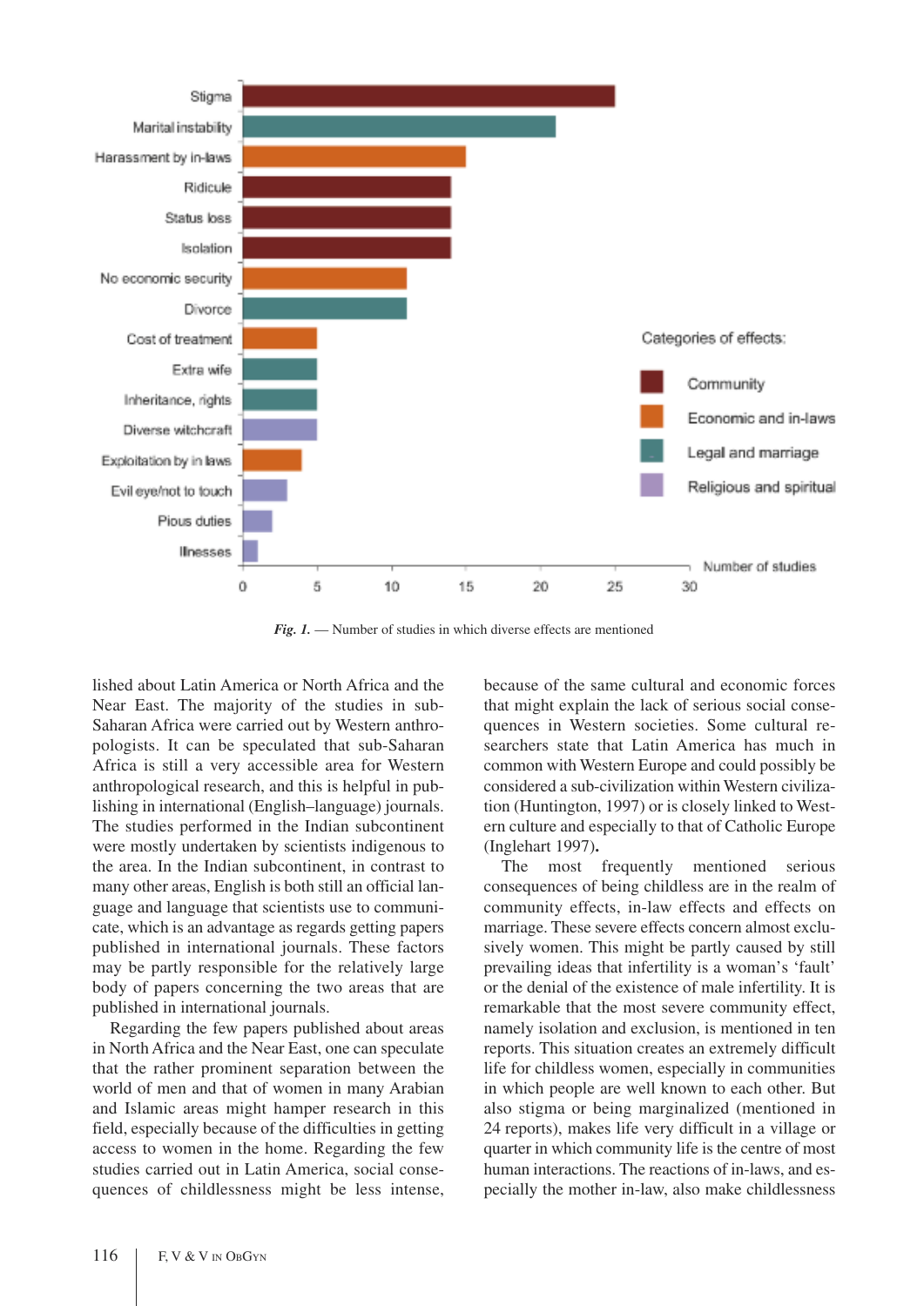*Fig. 1.* — Number of studies in which diverse effects are mentioned

lished about Latin America or North Africa and the Near East. The majority of the studies in sub-Saharan Africa were carried out by Western anthropologists. It can be speculated that sub-Saharan Africa is still a very accessible area for Western anthropological research, and this is helpful in publishing in international (English–language) journals. The studies performed in the Indian subcontinent were mostly undertaken by scientists indigenous to the area. In the Indian subcontinent, in contrast to many other areas, English is both still an official language and language that scientists use to communicate, which is an advantage as regards getting papers published in international journals. These factors may be partly responsible for the relatively large body of papers concerning the two areas that are published in international journals.

Regarding the few papers published about areas in North Africa and the Near East, one can speculate that the rather prominent separation between the world of men and that of women in many Arabian and Islamic areas might hamper research in this field, especially because of the difficulties in getting access to women in the home. Regarding the few studies carried out in Latin America, social consequences of childlessness might be less intense, because of the same cultural and economic forces that might explain the lack of serious social consequences in Western societies. Some cultural researchers state that Latin America has much in common with Western Europe and could possibly be considered a sub-civilization within Western civilization (Huntington, 1997) or is closely linked to Western culture and especially to that of Catholic Europe (Inglehart 1997).

The most frequently mentioned serious consequences of being childless are in the realm of community effects, in-law effects and effects on marriage. These severe effects concern almost exclusively women. This might be partly caused by still prevailing ideas that infertility is a woman's 'fault' or the denial of the existence of male infertility. It is remarkable that the most severe community effect, namely isolation and exclusion, is mentioned in ten reports. This situation creates an extremely difficult life for childless women, especially in communities in which people are well known to each other. But also stigma or being marginalized (mentioned in 24 reports), makes life very difficult in a village or quarter in which community life is the centre of most human interactions. The reactions of in-laws, and especially the mother in-law, also make childlessness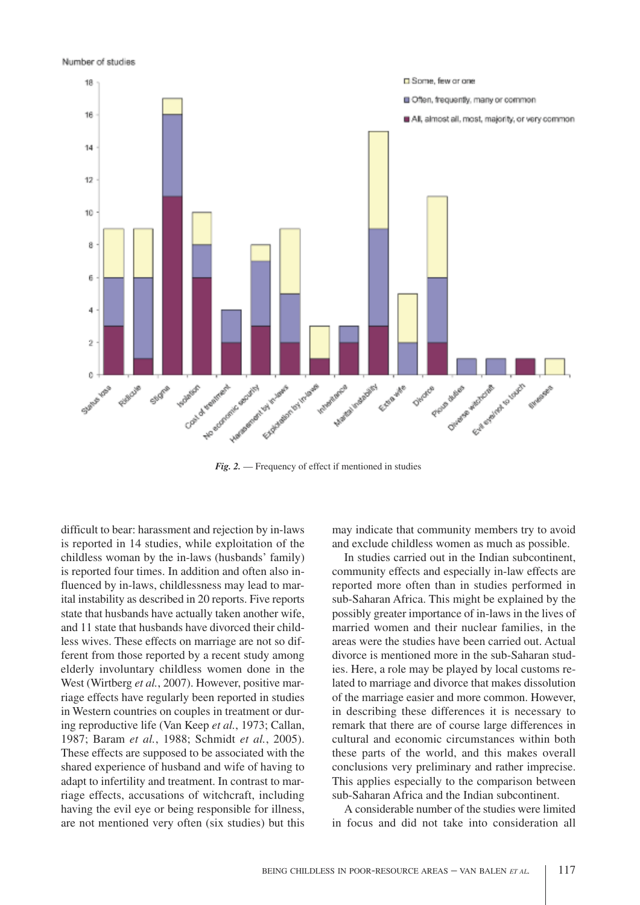*Fig. 2.* — Frequency of effect if mentioned in studies

difficult to bear: harassment and rejection by in-laws is reported in 14 studies, while exploitation of the childless woman by the in-laws (husbands' family) is reported four times. In addition and often also influenced by in-laws, childlessness may lead to marital instability as described in 20 reports. Five reports state that husbands have actually taken another wife, and 11 state that husbands have divorced their childless wives. These effects on marriage are not so different from those reported by a recent study among elderly involuntary childless women done in the West (Wirtberg *et al.*, 2007). However, positive marriage effects have regularly been reported in studies in Western countries on couples in treatment or during reproductive life (Van Keep *et al.*, 1973; Callan, 1987; Baram *et al.*, 1988; Schmidt *et al.*, 2005). These effects are supposed to be associated with the shared experience of husband and wife of having to adapt to infertility and treatment. In contrast to marriage effects, accusations of witchcraft, including having the evil eye or being responsible for illness, are not mentioned very often (six studies) but this may indicate that community members try to avoid and exclude childless women as much as possible.

In studies carried out in the Indian subcontinent, community effects and especially in-law effects are reported more often than in studies performed in sub-Saharan Africa. This might be explained by the possibly greater importance of in-laws in the lives of married women and their nuclear families, in the areas were the studies have been carried out. Actual divorce is mentioned more in the sub-Saharan studies. Here, a role may be played by local customs related to marriage and divorce that makes dissolution of the marriage easier and more common. However, in describing these differences it is necessary to remark that there are of course large differences in cultural and economic circumstances within both these parts of the world, and this makes overall conclusions very preliminary and rather imprecise. This applies especially to the comparison between sub-Saharan Africa and the Indian subcontinent.

A considerable number of the studies were limited in focus and did not take into consideration all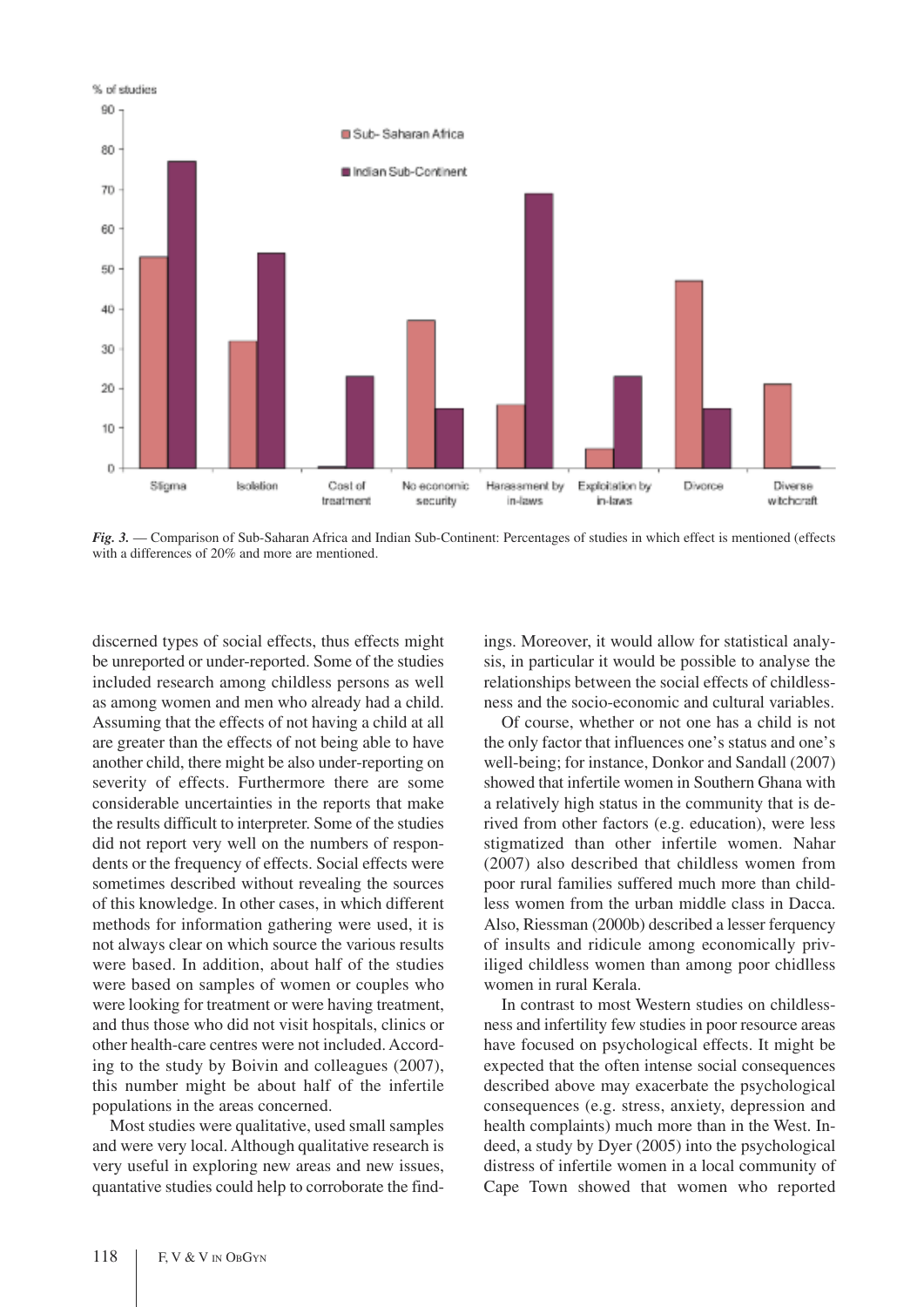*Fig. 3.* — Comparison of Sub-Saharan Africa and Indian Sub-Continent: Percentages of studies in which effect is mentioned (effects with a differences of 20% and more are mentioned.

discerned types of social effects, thus effects might be unreported or under-reported. Some of the studies included research among childless persons as well as among women and men who already had a child. Assuming that the effects of not having a child at all are greater than the effects of not being able to have another child, there might be also under-reporting on severity of effects. Furthermore there are some considerable uncertainties in the reports that make the results difficult to interpreter. Some of the studies did not report very well on the numbers of respondents or the frequency of effects. Social effects were sometimes described without revealing the sources of this knowledge. In other cases, in which different methods for information gathering were used, it is not always clear on which source the various results were based. In addition, about half of the studies were based on samples of women or couples who were looking for treatment or were having treatment, and thus those who did not visit hospitals, clinics or other health-care centres were not included. According to the study by Boivin and colleagues (2007), this number might be about half of the infertile populations in the areas concerned.

Most studies were qualitative, used small samples and were very local. Although qualitative research is very useful in exploring new areas and new issues, quantative studies could help to corroborate the findings. Moreover, it would allow for statistical analysis, in particular it would be possible to analyse the relationships between the social effects of childlessness and the socio-economic and cultural variables.

Of course, whether or not one has a child is not the only factor that influences one's status and one's well-being; for instance, Donkor and Sandall (2007) showed that infertile women in Southern Ghana with a relatively high status in the community that is derived from other factors (e.g. education), were less stigmatized than other infertile women. Nahar (2007) also described that childless women from poor rural families suffered much more than childless women from the urban middle class in Dacca. Also, Riessman (2000b) described a lesser ferquency of insults and ridicule among economically priviliged childless women than among poor chidlless women in rural Kerala.

In contrast to most Western studies on childlessness and infertility few studies in poor resource areas have focused on psychological effects. It might be expected that the often intense social consequences described above may exacerbate the psychological consequences (e.g. stress, anxiety, depression and health complaints) much more than in the West. Indeed, a study by Dyer (2005) into the psychological distress of infertile women in a local community of Cape Town showed that women who reported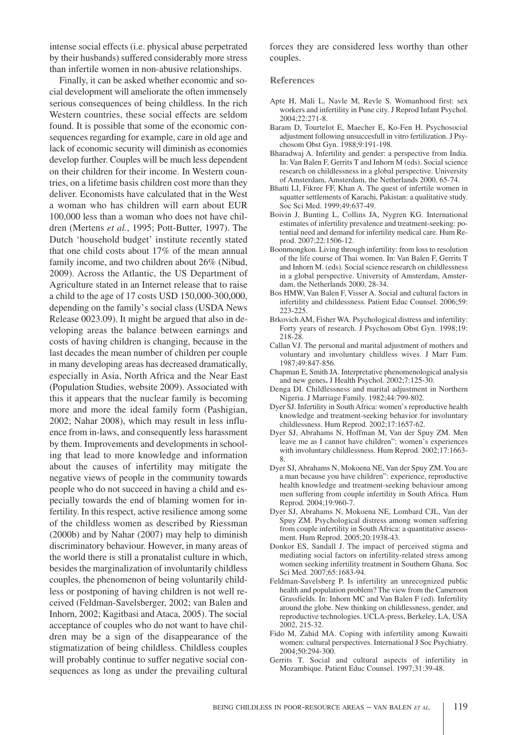intense social effects (i.e. physical abuse perpetrated by their husbands) suffered considerably more stress than infertile women in non-abusive relationships.

Finally, it can be asked whether economic and social development will ameliorate the often immensely serious consequences of being childless. In the rich Western countries, these social effects are seldom found. It is possible that some of the economic consequences regarding for example, care in old age and lack of economic security will diminish as economies develop further. Couples will be much less dependent on their children for their income. In Western countries, on a lifetime basis children cost more than they deliver. Economists have calculated that in the West a woman who has children will earn about EUR 100,000 less than a woman who does not have children (Mertens *et al.*, 1995; Pott-Butter, 1997). The Dutch 'household budget' institute recently stated that one child costs about 17% of the mean annual family income, and two children about 26% (Nibud, 2009). Across the Atlantic, the US Department of Agriculture stated in an Internet release that to raise a child to the age of 17 costs USD 150,000-300,000, depending on the family's social class (USDA News Release 0023.09). It might be argued that also in developing areas the balance between earnings and costs of having children is changing, because in the last decades the mean number of children per couple in many developing areas has decreased dramatically, especially in Asia, North Africa and the Near East (Population Studies, website 2009). Associated with this it appears that the nuclear family is becoming more and more the ideal family form (Pashigian, 2002; Nahar 2008), which may result in less influence from in-laws, and consequently less harassment by them. Improvements and developments in schooling that lead to more knowledge and information about the causes of infertility may mitigate the negative views of people in the community towards people who do not succeed in having a child and especially towards the end of blaming women for infertility. In this respect, active resilience among some of the childless women as described by Riessman (2000b) and by Nahar (2007) may help to diminish discriminatory behaviour. However, in many areas of the world there is still a pronatalist culture in which, besides the marginalization of involuntarily childless couples, the phenomenon of being voluntarily childless or postponing of having children is not well received (Feldman-Savelsberger, 2002; van Balen and Inhorn, 2002; Kagitbasi and Ataca, 2005). The social acceptance of couples who do not want to have children may be a sign of the disappearance of the stigmatization of being childless. Childless couples will probably continue to suffer negative social consequences as long as under the prevailing cultural forces they are considered less worthy than other couples.

## References

- Apte H, Mali L, Navle M, Revle S. Womanhood first: sex workers and infertility in Pune city. J Reprod Infant Psychol. 2004;22:271-8.
- Baram D, Tourtelot E, Maecher E, Ko-Fen H. Psychosocial adjustment following unsuccesfull in vitro fertilization. J Psychosom Obst Gyn. 1988;9:191-198.
- Bharadwaj A. Infertility and gender: a perspective from India. In: Van Balen F, Gerrits T and Inhorn M (eds). Social science research on childlessness in a global perspective. University of Amsterdam, Amsterdam, the Netherlands 2000, 65-74.
- Bhatti LI, Fikree FF, Khan A. The quest of infertile women in squatter settlements of Karachi, Pakistan: a qualitative study. Soc Sci Med. 1999;49:637-49.
- Boivin J, Bunting L, Collins JA, Nygren KG. International estimates of infertility prevalence and treatment-seeking: potential need and demand for infertility medical care. Hum Reprod. 2007;22:1506-12.
- Boonmongkon. Living through infertility: from loss to resolution of the life course of Thai women. In: Van Balen F, Gerrits T and Inhorn M. (eds). Social science research on childlessness in a global perspective. University of Amsterdam, Amsterdam, the Netherlands 2000, 28-34.
- Bos HMW, Van Balen F, Visser A. Social and cultural factors in infertility and childlessness. Patient Educ Counsel. 2006;59: 223-225.
- Brkovich AM, Fisher WA. Psychological distress and infertility: Forty years of research. J Psychosom Obst Gyn. 1998;19: 218-28.
- Callan VJ. The personal and marital adjustment of mothers and voluntary and involuntary childless wives. J Marr Fam. 1987;49:847-856.
- Chapman E, Smith JA. Interpretative phenomenological analysis and new genes**.** J Health Psychol. 2002;7:125-30.
- Denga DI. Childlessness and marital adjustment in Northern Nigeria. J Marriage Family. 1982;44:799-802.
- Dyer SJ. Infertility in South Africa: women's reproductive health knowledge and treatment-seeking behavior for involuntary childlessness. Hum Reprod. 2002;17:1657-62.
- Dyer SJ, Abrahams N, Hoffman M, Van der Spuy ZM. Men leave me as I cannot have children": women's experiences with involuntary childlessness. Hum Reprod. 2002;17:1663-8.
- Dyer SJ, Abrahams N, Mokoena NE, Van der Spuy ZM. You are a man because you have children": experience, reproductive health knowledge and treatment-seeking behaviour among men suffering from couple infertility in South Africa. Hum Reprod. 2004;19:960-7.
- Dyer SJ, Abrahams N, Mokoena NE, Lombard CJL, Van der Spuy ZM. Psychological distress among women suffering from couple infertility in South Africa: a quantitative assessment. Hum Reprod. 2005;20:1938-43.
- Donkor ES, Sandall J. The impact of perceived stigma and mediating social factors on infertility-related stress among women seeking infertility treatment in Southern Ghana. Soc Sci Med. 2007;65:1683-94.
- Feldman-Savelsberg P. Is infertility an unrecognized public health and population problem? The view from the Cameroon Grassfields. In: Inhorn MC and Van Balen F (ed). Infertility around the globe. New thinking on childlessness, gender, and reproductive technologies. UCLA-press, Berkeley, LA, USA 2002, 215-32.
- Fido M, Zahid MA. Coping with infertility among Kuwaiti women: cultural perspectives. International J Soc Psychiatry. 2004;50:294-300.
- Gerrits T. Social and cultural aspects of infertility in Mozambique. Patient Educ Counsel. 1997;31:39-48.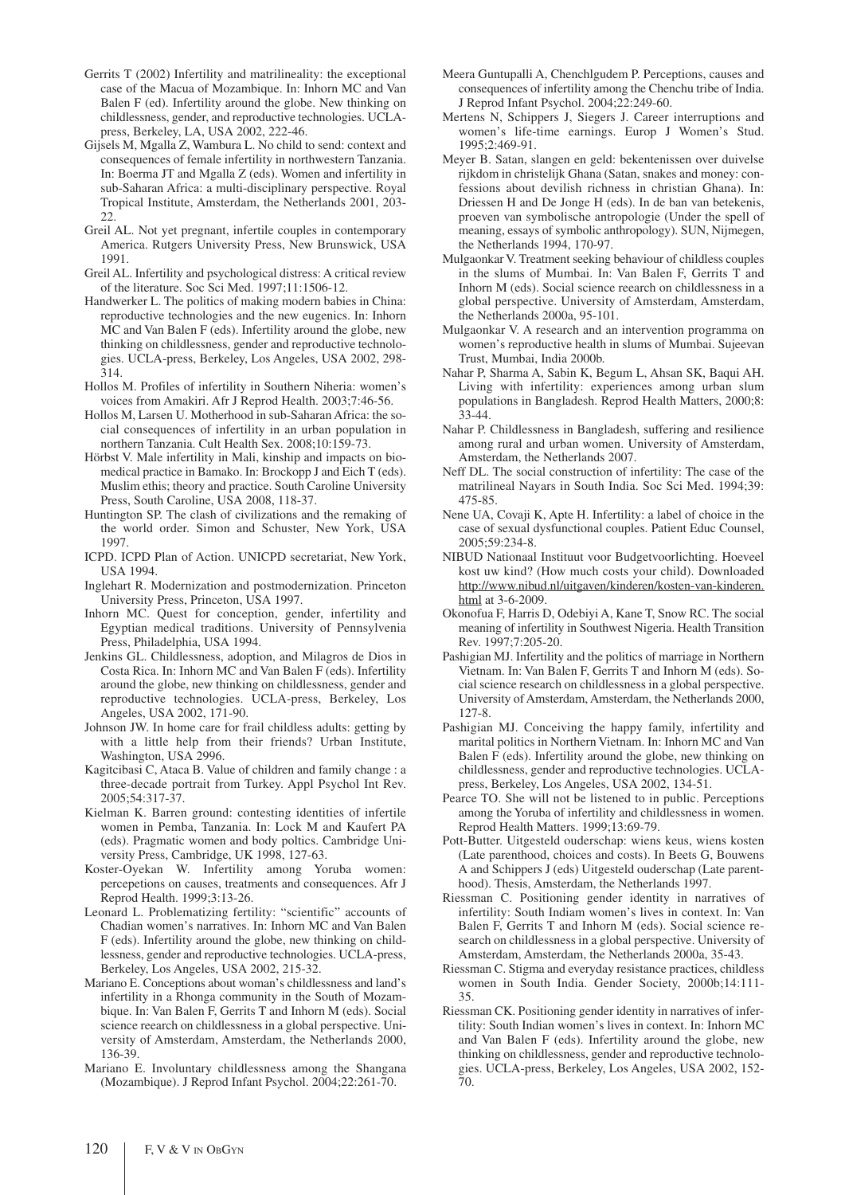Gerrits T (2002) Infertility and matrilineality: the exceptional case of the Macua of Mozambique. In: Inhorn MC and Van Balen F (ed). Infertility around the globe. New thinking on childlessness, gender, and reproductive technologies. UCLA-press, Berkeley, LA, USA 2002, 222-46.

Gijsels M, Mgalla Z, Wambura L. No child to send: context and consequences of female infertility in northwestern Tanzania. In: Boerma JT and Mgalla Z (eds). Women and infertility in sub-Saharan Africa: a multi-disciplinary perspective. Royal Tropical Institute, Amsterdam, the Netherlands 2001, 203-22.

Greil AL. Not yet pregnant, infertile couples in contemporary America. Rutgers University Press, New Brunswick, USA 1991.

Greil AL. Infertility and psychological distress: A critical review of the literature. Soc Sci Med. 1997;11:1506-12.

Handwerker L. The politics of making modern babies in China: reproductive technologies and the new eugenics. In: Inhorn MC and Van Balen F (eds). Infertility around the globe, new thinking on childlessness, gender and reproductive technologies. UCLA-press, Berkeley, Los Angeles, USA 2002, 298-314.

Hollos M. Profiles of infertility in Southern Niheria: women's voices from Amakiri. Afr J Reprod Health. 2003;7:46-56.

Hollos M, Larsen U. Motherhood in sub-Saharan Africa: the social consequences of infertility in an urban population in northern Tanzania. Cult Health Sex. 2008;10:159-73.

Hörbst V. Male infertility in Mali, kinship and impacts on biomedical practice in Bamako. In: Brockopp J and Eich T (eds). Muslim ethis; theory and practice. South Caroline University Press, South Caroline, USA 2008, 118-37.

Huntington SP. The clash of civilizations and the remaking of the world order. Simon and Schuster, New York, USA 1997.

ICPD. ICPD Plan of Action. UNICPD secretariat, New York, USA 1994.

Inglehart R. Modernization and postmodernization. Princeton University Press, Princeton, USA 1997.

Inhorn MC. Quest for conception, gender, infertility and Egyptian medical traditions. University of Pennsylvenia Press, Philadelphia, USA 1994.

Jenkins GL. Childlessness, adoption, and Milagros de Dios in Costa Rica. In: Inhorn MC and Van Balen F (eds). Infertility around the globe, new thinking on childlessness, gender and reproductive technologies. UCLA-press, Berkeley, Los Angeles, USA 2002, 171-90.

Johnson JW. In home care for frail childless adults: getting by with a little help from their friends? Urban Institute, Washington, USA 2996.

Kagitcibasi C, Ataca B. Value of children and family change : a three-decade portrait from Turkey. Appl Psychol Int Rev. 2005;54:317-37.

Kielman K. Barren ground: contesting identities of infertile women in Pemba, Tanzania. In: Lock M and Kaufert PA (eds). Pragmatic women and body poltics. Cambridge University Press, Cambridge, UK 1998, 127-63.

Koster-Oyekan W. Infertility among Yoruba women: percepetions on causes, treatments and consequences. Afr J Reprod Health. 1999;3:13-26.

Leonard L. Problematizing fertility: "scientific" accounts of Chadian women's narratives. In: Inhorn MC and Van Balen F (eds). Infertility around the globe, new thinking on childlessness, gender and reproductive technologies. UCLA-press, Berkeley, Los Angeles, USA 2002, 215-32.

Mariano E. Conceptions about woman's childlessness and land's infertility in a Rhonga community in the South of Mozambique. In: Van Balen F, Gerrits T and Inhorn M (eds). Social science reearch on childlessness in a global perspective. University of Amsterdam, Amsterdam, the Netherlands 2000, 136-39.

Mariano E. Involuntary childlessness among the Shangana (Mozambique). J Reprod Infant Psychol. 2004;22:261-70.

Meera Guntupalli A, Chenchlgudem P. Perceptions, causes and consequences of infertility among the Chenchu tribe of India. J Reprod Infant Psychol. 2004;22:249-60.

Mertens N, Schippers J, Siegers J. Career interruptions and women's life-time earnings. Europ J Women's Stud. 1995;2:469-91.

Meyer B. Satan, slangen en geld: bekentenissen over duivelse rijkdom in christelijk Ghana (Satan, snakes and money: confessions about devilish richness in christian Ghana). In: Driessen H and De Jonge H (eds). In de ban van betekenis, proeven van symbolische antropologie (Under the spell of meaning, essays of symbolic anthropology). SUN, Nijmegen, the Netherlands 1994, 170-97.

Mulgaonkar V. Treatment seeking behaviour of childless couples in the slums of Mumbai. In: Van Balen F, Gerrits T and Inhorn M (eds). Social science reearch on childlessness in a global perspective. University of Amsterdam, Amsterdam, the Netherlands 2000a, 95-101.

Mulgaonkar V. A research and an intervention programma on women's reproductive health in slums of Mumbai. Sujeevan Trust, Mumbai, India 2000b.

Nahar P, Sharma A, Sabin K, Begum L, Ahsan SK, Baqui AH. Living with infertility: experiences among urban slum populations in Bangladesh. Reprod Health Matters, 2000;8: 33-44.

Nahar P. Childlessness in Bangladesh, suffering and resilience among rural and urban women. University of Amsterdam, Amsterdam, the Netherlands 2007.

Neff DL. The social construction of infertility: The case of the matrilineal Nayars in South India. Soc Sci Med. 1994;39: 475-85.

Nene UA, Covaji K, Apte H. Infertility: a label of choice in the case of sexual dysfunctional couples. Patient Educ Counsel, 2005;59:234-8.

NIBUD Nationaal Instituut voor Budgetvoorlichting. Hoeveel kost uw kind? (How much costs your child). Downloaded http://www.nibud.nl/uitgaven/kinderen/kosten-van-kinderen.html at 3-6-2009.

Okonofua F, Harris D, Odebiyi A, Kane T, Snow RC. The social meaning of infertility in Southwest Nigeria. Health Transition Rev. 1997;7:205-20.

Pashigian MJ. Infertility and the politics of marriage in Northern Vietnam. In: Van Balen F, Gerrits T and Inhorn M (eds). Social science research on childlessness in a global perspective. University of Amsterdam, Amsterdam, the Netherlands 2000, 127-8.

Pashigian MJ. Conceiving the happy family, infertility and marital politics in Northern Vietnam. In: Inhorn MC and Van Balen F (eds). Infertility around the globe, new thinking on childlessness, gender and reproductive technologies. UCLA-press, Berkeley, Los Angeles, USA 2002, 134-51.

Pearce TO. She will not be listened to in public. Perceptions among the Yoruba of infertility and childlessness in women. Reprod Health Matters. 1999;13:69-79.

Pott-Butter. Uitgesteld ouderschap: wiens keus, wiens kosten (Late parenthood, choices and costs). In Beets G, Bouwens A and Schippers J (eds) Uitgesteld ouderschap (Late parenthood). Thesis, Amsterdam, the Netherlands 1997.

Riessman C. Positioning gender identity in narratives of infertility: South Indiam women's lives in context. In: Van Balen F, Gerrits T and Inhorn M (eds). Social science research on childlessness in a global perspective. University of Amsterdam, Amsterdam, the Netherlands 2000a, 35-43.

Riessman C. Stigma and everyday resistance practices, childless women in South India. Gender Society, 2000b;14:111-35.

Riessman CK. Positioning gender identity in narratives of infertility: South Indian women's lives in context. In: Inhorn MC and Van Balen F (eds). Infertility around the globe, new thinking on childlessness, gender and reproductive technologies. UCLA-press, Berkeley, Los Angeles, USA 2002, 152-70.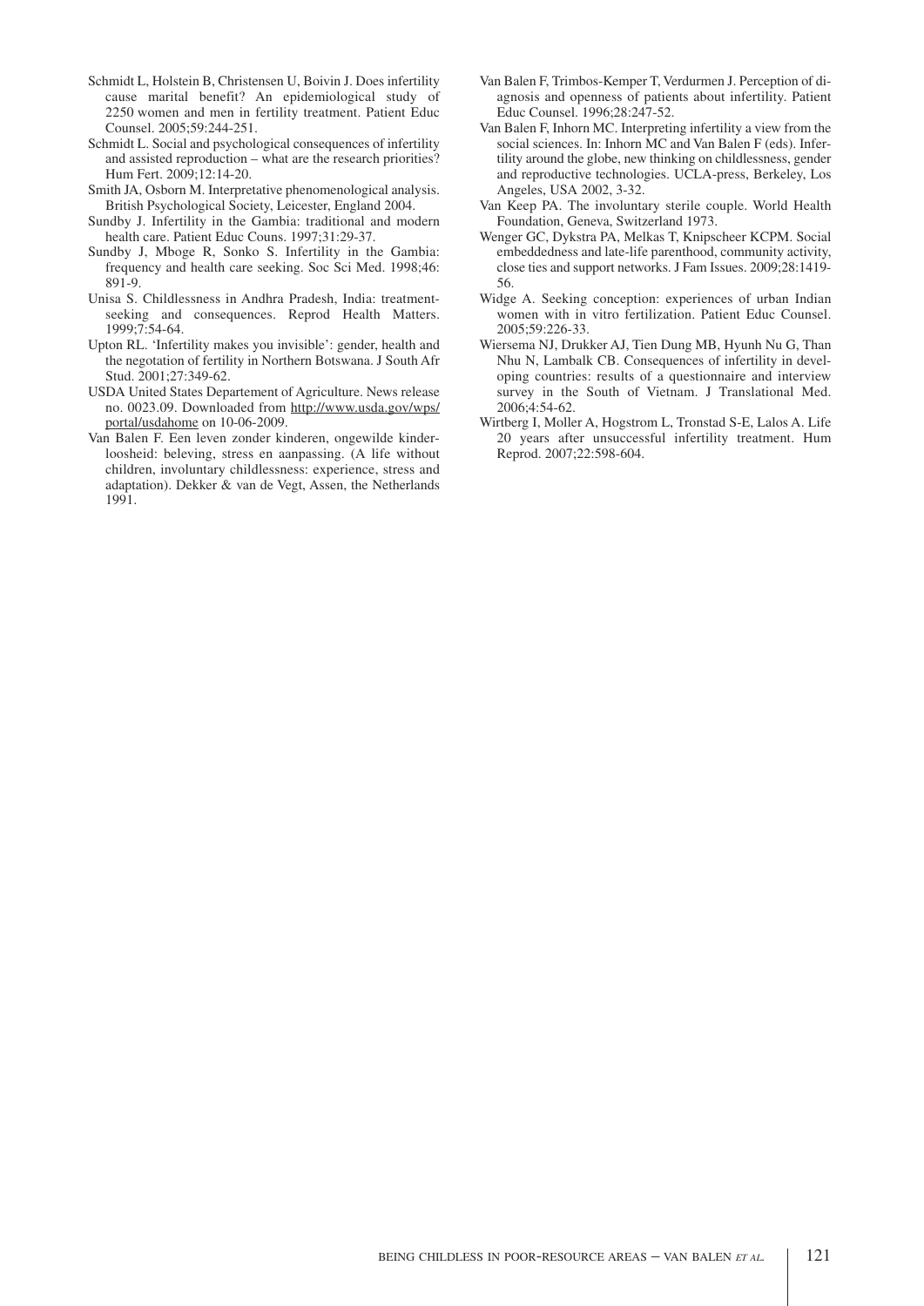Schmidt L, Holstein B, Christensen U, Boivin J. Does infertility cause marital benefit? An epidemiological study of 2250 women and men in fertility treatment. Patient Educ Counsel. 2005;59:244-251.

Schmidt L. Social and psychological consequences of infertility and assisted reproduction – what are the research priorities? Hum Fert. 2009;12:14-20.

Smith JA, Osborn M. Interpretative phenomenological analysis. British Psychological Society, Leicester, England 2004.

Sundby J. Infertility in the Gambia: traditional and modern health care. Patient Educ Couns. 1997;31:29-37.

Sundby J, Mboge R, Sonko S. Infertility in the Gambia: frequency and health care seeking. Soc Sci Med. 1998;46: 891-9.

Unisa S. Childlessness in Andhra Pradesh, India: treatment-seeking and consequences. Reprod Health Matters. 1999;7:54-64.

Upton RL. 'Infertility makes you invisible': gender, health and the negotation of fertility in Northern Botswana. J South Afr Stud. 2001;27:349-62.

USDA United States Departement of Agriculture. News release no. 0023.09. Downloaded from http://www.usda.gov/wps/portal/usdahome on 10-06-2009.

Van Balen F. Een leven zonder kinderen, ongewilde kinderloosheid: beleving, stress en aanpassing. (A life without children, involuntary childlessness: experience, stress and adaptation). Dekker & van de Vegt, Assen, the Netherlands 1991.

Van Balen F, Trimbos-Kemper T, Verdurmen J. Perception of diagnosis and openness of patients about infertility. Patient Educ Counsel. 1996;28:247-52.

Van Balen F, Inhorn MC. Interpreting infertility a view from the social sciences. In: Inhorn MC and Van Balen F (eds). Infertility around the globe, new thinking on childlessness, gender and reproductive technologies. UCLA-press, Berkeley, Los Angeles, USA 2002, 3-32.

Van Keep PA. The involuntary sterile couple. World Health Foundation, Geneva, Switzerland 1973.

Wenger GC, Dykstra PA, Melkas T, Knipscheer KCPM. Social embeddedness and late-life parenthood, community activity, close ties and support networks. J Fam Issues. 2009;28:1419-56.

Widge A. Seeking conception: experiences of urban Indian women with in vitro fertilization. Patient Educ Counsel. 2005;59:226-33.

Wiersema NJ, Drukker AJ, Tien Dung MB, Hyunh Nu G, Than Nhu N, Lambalk CB. Consequences of infertility in developing countries: results of a questionnaire and interview survey in the South of Vietnam. J Translational Med. 2006;4:54-62.

Wirtberg I, Moller A, Hogstrom L, Tronstad S-E, Lalos A. Life 20 years after unsuccessful infertility treatment. Hum Reprod. 2007;22:598-604.